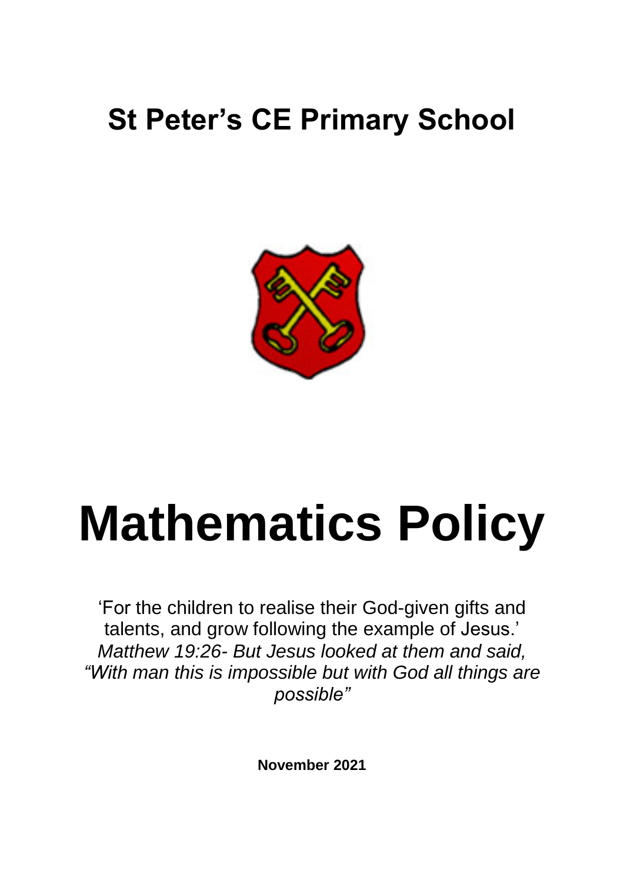# St Peter's CE Primary School

# Mathematics Policy

'For the children to realise their God-given gifts and talents, and grow following the example of Jesus.'

*Matthew 19:26- But Jesus looked at them and said, "With man this is impossible but with God all things are possible"*

**November 2021**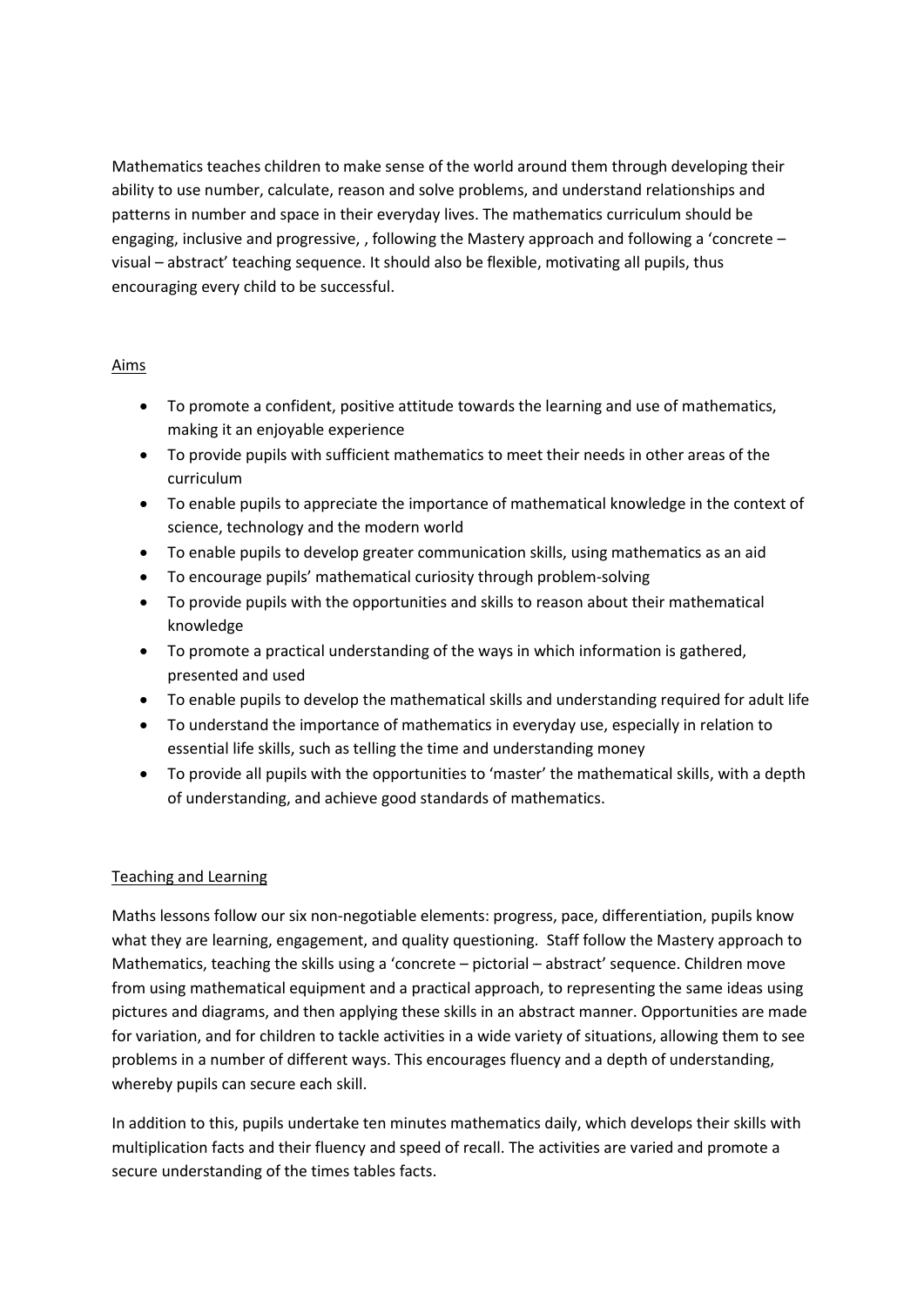Mathematics teaches children to make sense of the world around them through developing their ability to use number, calculate, reason and solve problems, and understand relationships and patterns in number and space in their everyday lives. The mathematics curriculum should be engaging, inclusive and progressive, , following the Mastery approach and following a 'concrete – visual – abstract' teaching sequence. It should also be flexible, motivating all pupils, thus encouraging every child to be successful.

## Aims

- To promote a confident, positive attitude towards the learning and use of mathematics, making it an enjoyable experience
- To provide pupils with sufficient mathematics to meet their needs in other areas of the curriculum
- To enable pupils to appreciate the importance of mathematical knowledge in the context of science, technology and the modern world
- To enable pupils to develop greater communication skills, using mathematics as an aid
- To encourage pupils' mathematical curiosity through problem-solving
- To provide pupils with the opportunities and skills to reason about their mathematical knowledge
- To promote a practical understanding of the ways in which information is gathered, presented and used
- To enable pupils to develop the mathematical skills and understanding required for adult life
- To understand the importance of mathematics in everyday use, especially in relation to essential life skills, such as telling the time and understanding money
- To provide all pupils with the opportunities to 'master' the mathematical skills, with a depth of understanding, and achieve good standards of mathematics.

## Teaching and Learning

Maths lessons follow our six non-negotiable elements: progress, pace, differentiation, pupils know what they are learning, engagement, and quality questioning. Staff follow the Mastery approach to Mathematics, teaching the skills using a 'concrete – pictorial – abstract' sequence. Children move from using mathematical equipment and a practical approach, to representing the same ideas using pictures and diagrams, and then applying these skills in an abstract manner. Opportunities are made for variation, and for children to tackle activities in a wide variety of situations, allowing them to see problems in a number of different ways. This encourages fluency and a depth of understanding, whereby pupils can secure each skill.

In addition to this, pupils undertake ten minutes mathematics daily, which develops their skills with multiplication facts and their fluency and speed of recall. The activities are varied and promote a secure understanding of the times tables facts.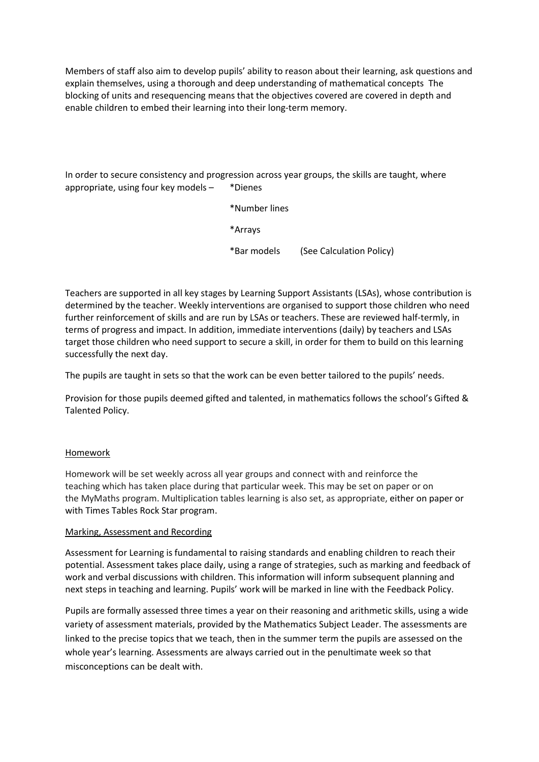Members of staff also aim to develop pupils' ability to reason about their learning, ask questions and explain themselves, using a thorough and deep understanding of mathematical concepts The blocking of units and resequencing means that the objectives covered are covered in depth and enable children to embed their learning into their long-term memory.

In order to secure consistency and progression across year groups, the skills are taught, where appropriate, using four key models –

*Dienes

*Number lines

*Arrays

*Bar models (See Calculation Policy)

Teachers are supported in all key stages by Learning Support Assistants (LSAs), whose contribution is determined by the teacher. Weekly interventions are organised to support those children who need further reinforcement of skills and are run by LSAs or teachers. These are reviewed half-termly, in terms of progress and impact. In addition, immediate interventions (daily) by teachers and LSAs target those children who need support to secure a skill, in order for them to build on this learning successfully the next day.

The pupils are taught in sets so that the work can be even better tailored to the pupils' needs.

Provision for those pupils deemed gifted and talented, in mathematics follows the school's Gifted & Talented Policy.

## Homework

Homework will be set weekly across all year groups and connect with and reinforce the teaching which has taken place during that particular week. This may be set on paper or on the MyMaths program. Multiplication tables learning is also set, as appropriate, either on paper or with Times Tables Rock Star program.

## Marking, Assessment and Recording

Assessment for Learning is fundamental to raising standards and enabling children to reach their potential. Assessment takes place daily, using a range of strategies, such as marking and feedback of work and verbal discussions with children. This information will inform subsequent planning and next steps in teaching and learning. Pupils' work will be marked in line with the Feedback Policy.

Pupils are formally assessed three times a year on their reasoning and arithmetic skills, using a wide variety of assessment materials, provided by the Mathematics Subject Leader. The assessments are linked to the precise topics that we teach, then in the summer term the pupils are assessed on the whole year's learning. Assessments are always carried out in the penultimate week so that misconceptions can be dealt with.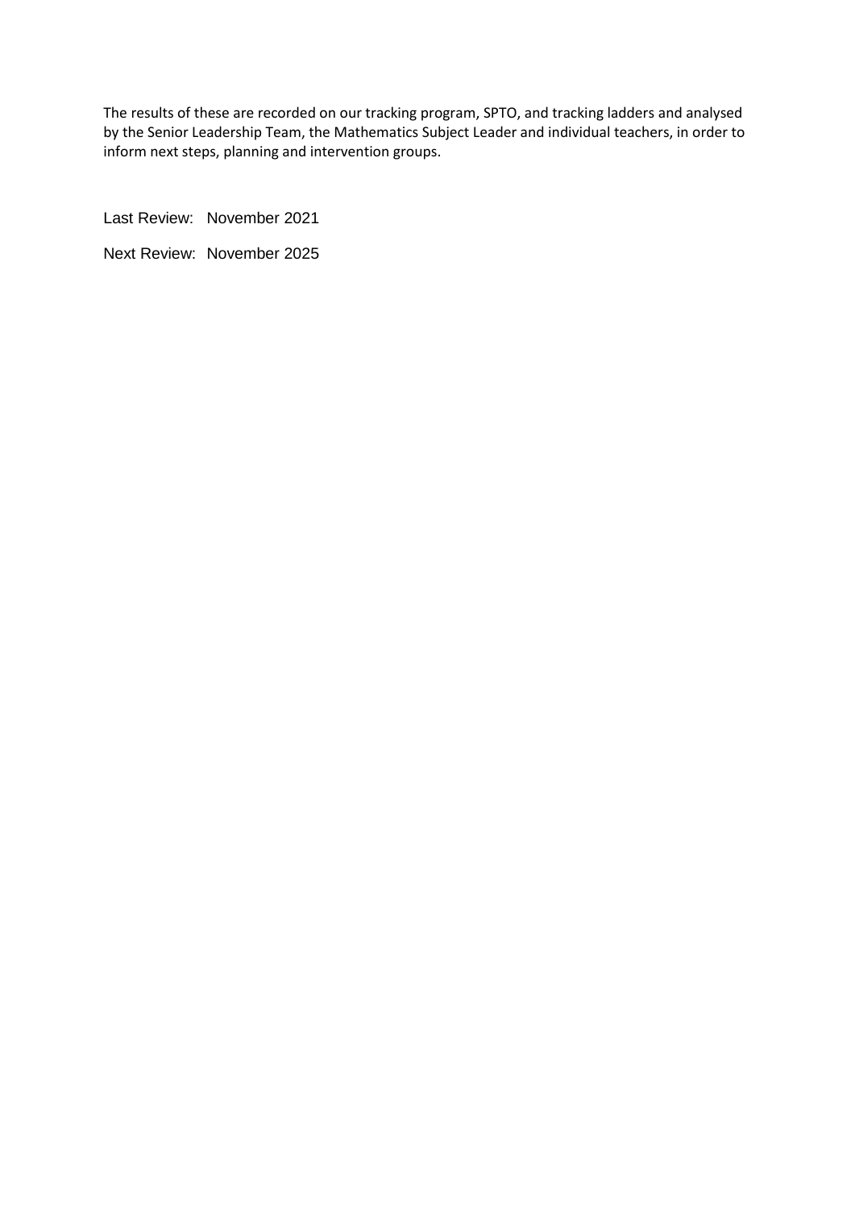The results of these are recorded on our tracking program, SPTO, and tracking ladders and analysed by the Senior Leadership Team, the Mathematics Subject Leader and individual teachers, in order to inform next steps, planning and intervention groups.

Last Review: November 2021

Next Review: November 2025